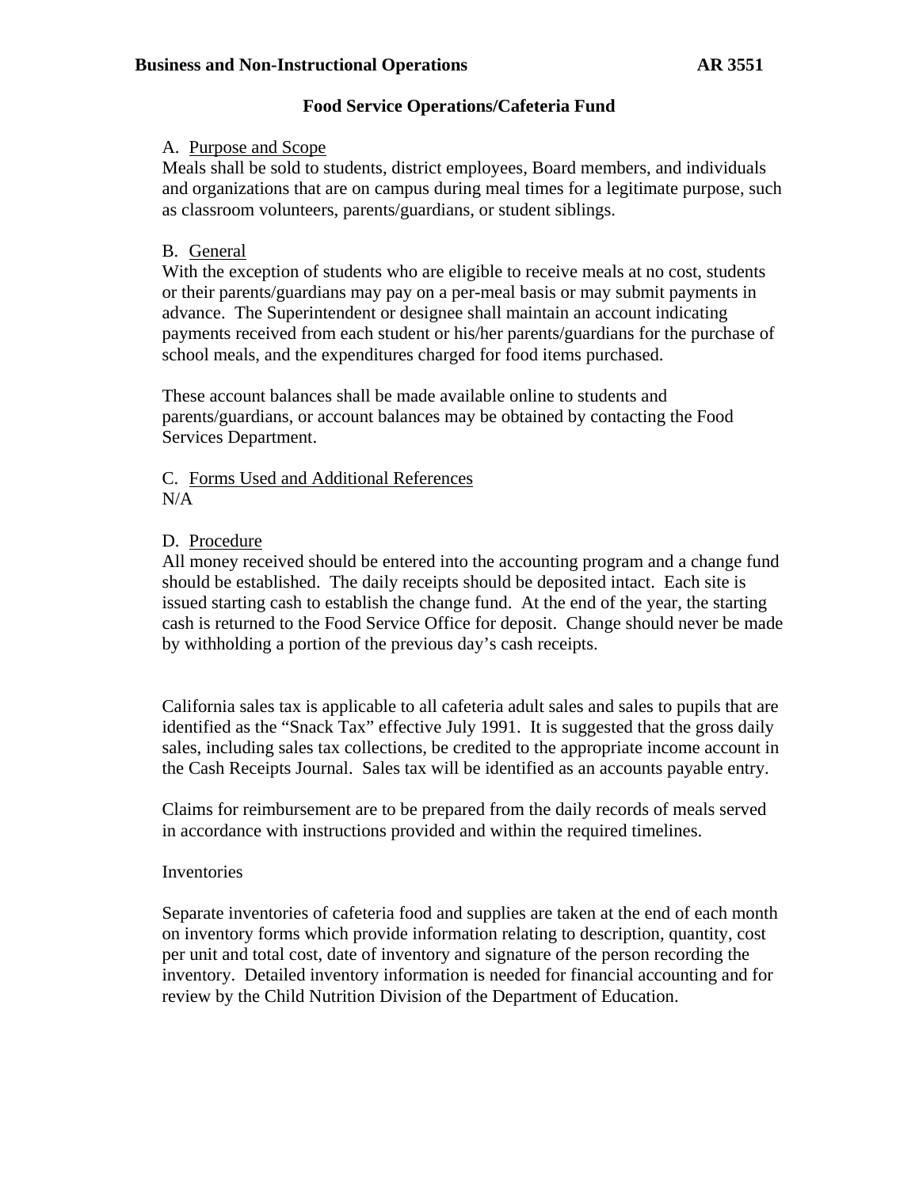**Business and Non-Instructional Operations** **AR 3551**

# Food Service Operations/Cafeteria Fund

A. <u>Purpose and Scope</u>

Meals shall be sold to students, district employees, Board members, and individuals and organizations that are on campus during meal times for a legitimate purpose, such as classroom volunteers, parents/guardians, or student siblings.

B. <u>General</u>

With the exception of students who are eligible to receive meals at no cost, students or their parents/guardians may pay on a per-meal basis or may submit payments in advance. The Superintendent or designee shall maintain an account indicating payments received from each student or his/her parents/guardians for the purchase of school meals, and the expenditures charged for food items purchased.

These account balances shall be made available online to students and parents/guardians, or account balances may be obtained by contacting the Food Services Department.

C. <u>Forms Used and Additional References</u>

N/A

D. <u>Procedure</u>

All money received should be entered into the accounting program and a change fund should be established. The daily receipts should be deposited intact. Each site is issued starting cash to establish the change fund. At the end of the year, the starting cash is returned to the Food Service Office for deposit. Change should never be made by withholding a portion of the previous day's cash receipts.

California sales tax is applicable to all cafeteria adult sales and sales to pupils that are identified as the "Snack Tax" effective July 1991. It is suggested that the gross daily sales, including sales tax collections, be credited to the appropriate income account in the Cash Receipts Journal. Sales tax will be identified as an accounts payable entry.

Claims for reimbursement are to be prepared from the daily records of meals served in accordance with instructions provided and within the required timelines.

Inventories

Separate inventories of cafeteria food and supplies are taken at the end of each month on inventory forms which provide information relating to description, quantity, cost per unit and total cost, date of inventory and signature of the person recording the inventory. Detailed inventory information is needed for financial accounting and for review by the Child Nutrition Division of the Department of Education.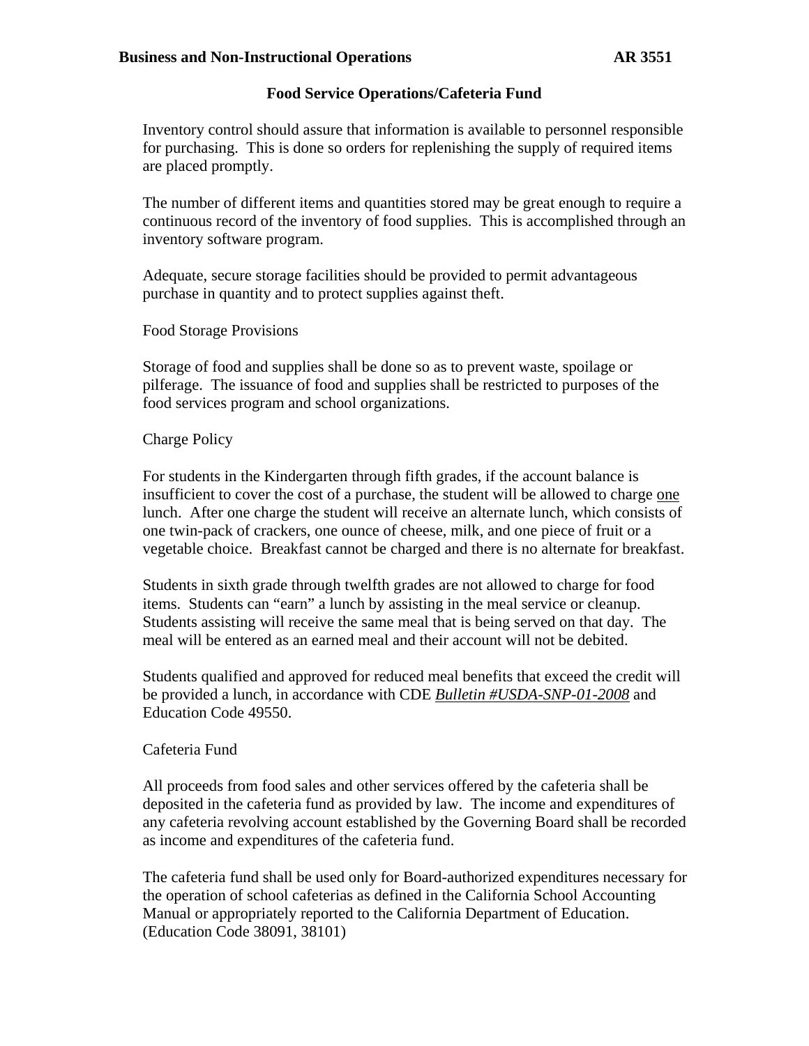Inventory control should assure that information is available to personnel responsible for purchasing. This is done so orders for replenishing the supply of required items are placed promptly.

The number of different items and quantities stored may be great enough to require a continuous record of the inventory of food supplies. This is accomplished through an inventory software program.

Adequate, secure storage facilities should be provided to permit advantageous purchase in quantity and to protect supplies against theft.

Food Storage Provisions

Storage of food and supplies shall be done so as to prevent waste, spoilage or pilferage. The issuance of food and supplies shall be restricted to purposes of the food services program and school organizations.

Charge Policy

For students in the Kindergarten through fifth grades, if the account balance is insufficient to cover the cost of a purchase, the student will be allowed to charge <u>one</u> lunch. After one charge the student will receive an alternate lunch, which consists of one twin-pack of crackers, one ounce of cheese, milk, and one piece of fruit or a vegetable choice. Breakfast cannot be charged and there is no alternate for breakfast.

Students in sixth grade through twelfth grades are not allowed to charge for food items. Students can "earn" a lunch by assisting in the meal service or cleanup. Students assisting will receive the same meal that is being served on that day. The meal will be entered as an earned meal and their account will not be debited.

Students qualified and approved for reduced meal benefits that exceed the credit will be provided a lunch, in accordance with CDE <u>*Bulletin #USDA-SNP-01-2008*</u> and Education Code 49550.

Cafeteria Fund

All proceeds from food sales and other services offered by the cafeteria shall be deposited in the cafeteria fund as provided by law. The income and expenditures of any cafeteria revolving account established by the Governing Board shall be recorded as income and expenditures of the cafeteria fund.

The cafeteria fund shall be used only for Board-authorized expenditures necessary for the operation of school cafeterias as defined in the California School Accounting Manual or appropriately reported to the California Department of Education. (Education Code 38091, 38101)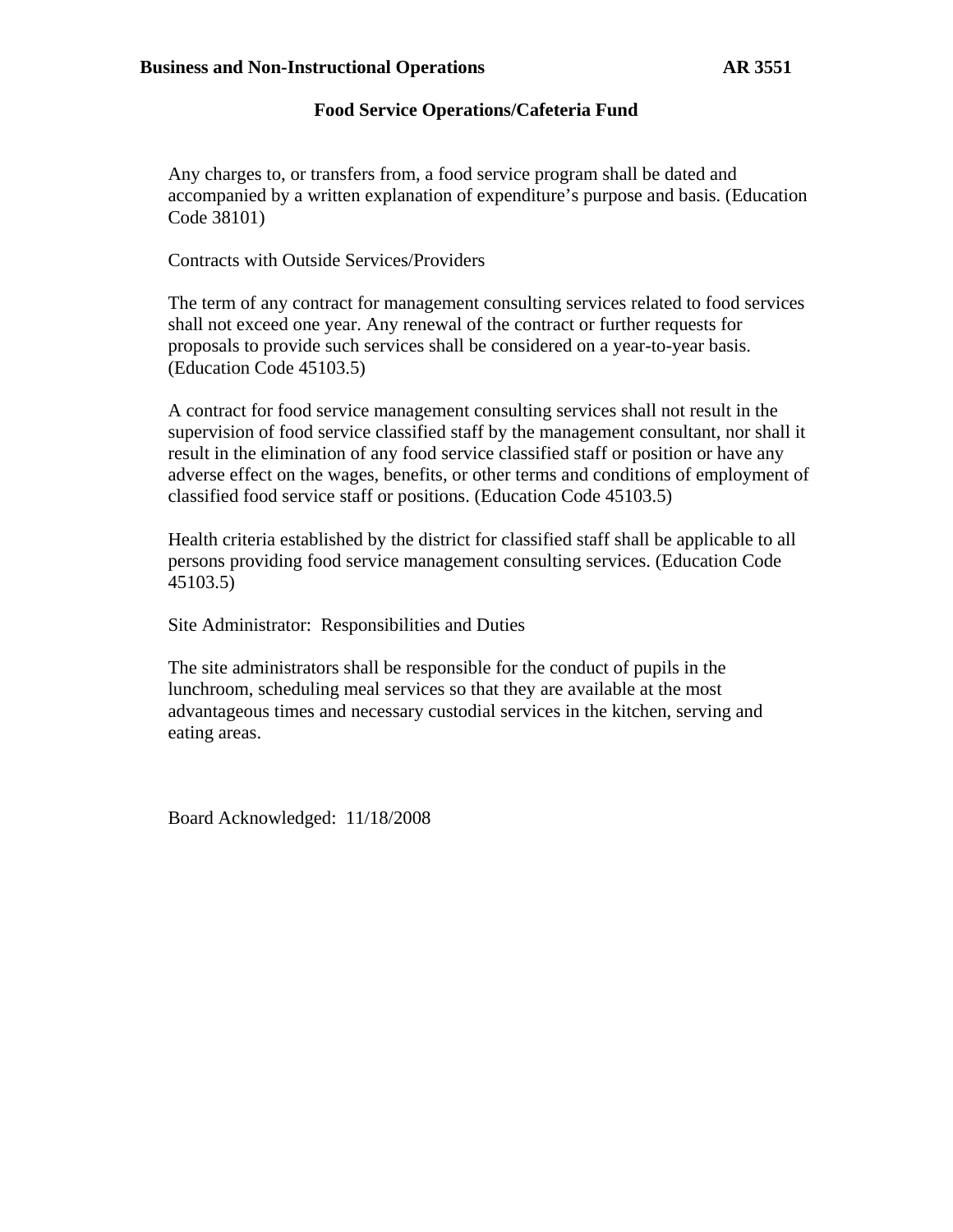Any charges to, or transfers from, a food service program shall be dated and accompanied by a written explanation of expenditure's purpose and basis. (Education Code 38101)

Contracts with Outside Services/Providers

The term of any contract for management consulting services related to food services shall not exceed one year. Any renewal of the contract or further requests for proposals to provide such services shall be considered on a year-to-year basis. (Education Code 45103.5)

A contract for food service management consulting services shall not result in the supervision of food service classified staff by the management consultant, nor shall it result in the elimination of any food service classified staff or position or have any adverse effect on the wages, benefits, or other terms and conditions of employment of classified food service staff or positions. (Education Code 45103.5)

Health criteria established by the district for classified staff shall be applicable to all persons providing food service management consulting services. (Education Code 45103.5)

Site Administrator: Responsibilities and Duties

The site administrators shall be responsible for the conduct of pupils in the lunchroom, scheduling meal services so that they are available at the most advantageous times and necessary custodial services in the kitchen, serving and eating areas.

Board Acknowledged: 11/18/2008